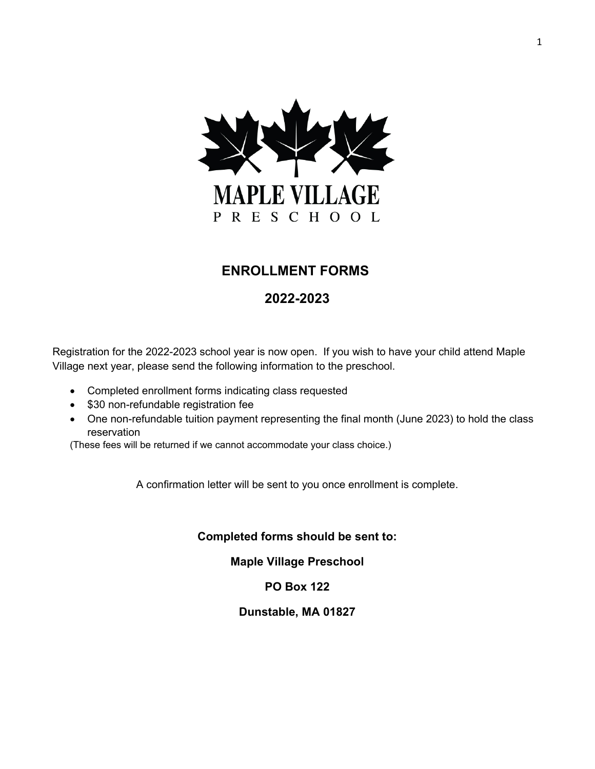MAPLE VILLAGE

PRESCHOOL

# ENROLLMENT FORMS

## 2022-2023

Registration for the 2022-2023 school year is now open. If you wish to have your child attend Maple Village next year, please send the following information to the preschool.

- Completed enrollment forms indicating class requested
- $30 non-refundable registration fee
- One non-refundable tuition payment representing the final month (June 2023) to hold the class reservation

(These fees will be returned if we cannot accommodate your class choice.)

A confirmation letter will be sent to you once enrollment is complete.

**Completed forms should be sent to:**

**Maple Village Preschool**

**PO Box 122**

**Dunstable, MA 01827**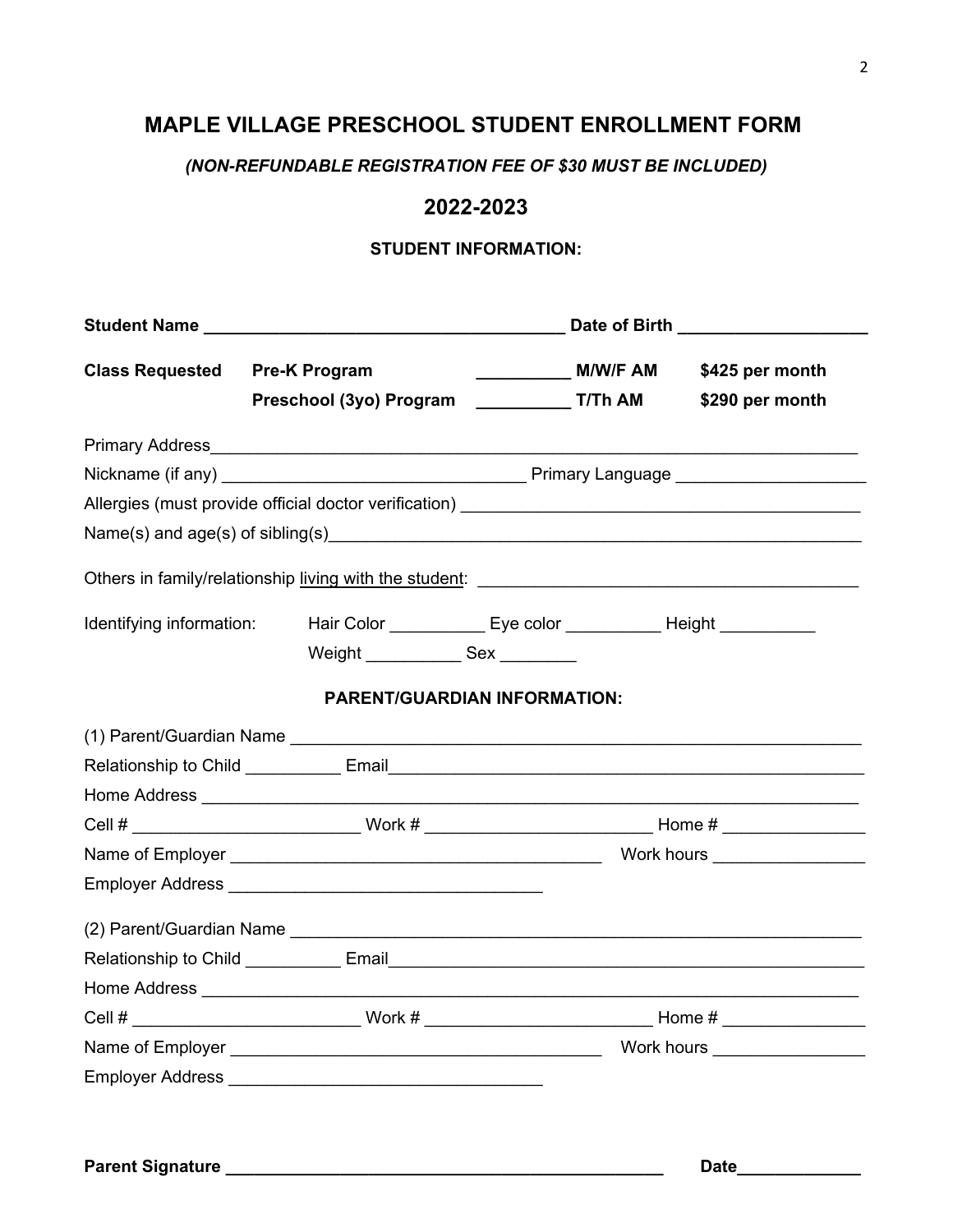# MAPLE VILLAGE PRESCHOOL STUDENT ENROLLMENT FORM

***(NON-REFUNDABLE REGISTRATION FEE OF $30 MUST BE INCLUDED)***

## 2022-2023

**STUDENT INFORMATION:**

**Student Name** ______________________________________ **Date of Birth** ___________________

| **Class Requested** | **Pre-K Program** | __________ **M/W/F AM** | **$425 per month** |
|---|---|---|---|
| | **Preschool (3yo) Program** | __________ **T/Th AM** | **$290 per month** |

Primary Address______________________________________________________________________

Nickname (if any) ________________________________ Primary Language ____________________

Allergies (must provide official doctor verification) __________________________________________

Name(s) and age(s) of sibling(s)__________________________________________________________

Others in family/relationship living with the student: ________________________________________

Identifying information: Hair Color __________ Eye color __________ Height __________

Weight __________ Sex ________

**PARENT/GUARDIAN INFORMATION:**

(1) Parent/Guardian Name ______________________________________________________________

Relationship to Child __________ Email___________________________________________________

Home Address _______________________________________________________________________

Cell # ________________________ Work # ________________________ Home # _______________

Name of Employer ________________________________________ Work hours ________________

Employer Address _________________________________

(2) Parent/Guardian Name ______________________________________________________________

Relationship to Child __________ Email___________________________________________________

Home Address _______________________________________________________________________

Cell # ________________________ Work # ________________________ Home # _______________

Name of Employer ________________________________________ Work hours ________________

Employer Address _________________________________

**Parent Signature** ________________________________________________ **Date**_____________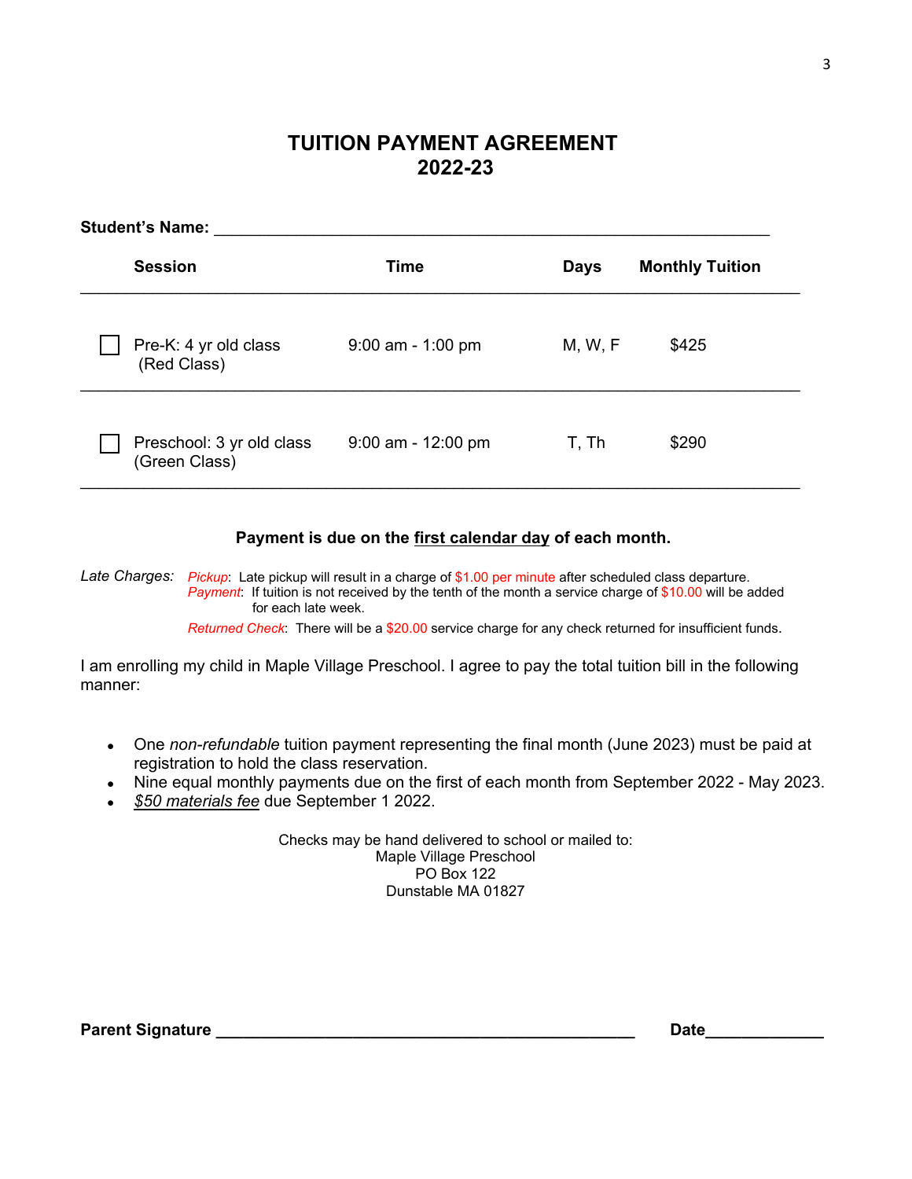# TUITION PAYMENT AGREEMENT
# 2022-23

**Student's Name:** ____________________________________________________________

| | Session | Time | Days | Monthly Tuition |
|---|---|---|---|---|
| ☐ | Pre-K: 4 yr old class (Red Class) | 9:00 am - 1:00 pm | M, W, F | $425 |
| ☐ | Preschool: 3 yr old class (Green Class) | 9:00 am - 12:00 pm | T, Th | $290 |

**Payment is due on the <u>first calendar day</u> of each month.**

*Late Charges:*

- *Pickup*: Late pickup will result in a charge of $1.00 per minute after scheduled class departure.
- *Payment*: If tuition is not received by the tenth of the month a service charge of $10.00 will be added for each late week.
- *Returned Check*: There will be a $20.00 service charge for any check returned for insufficient funds.

I am enrolling my child in Maple Village Preschool. I agree to pay the total tuition bill in the following manner:

- One *non-refundable* tuition payment representing the final month (June 2023) must be paid at registration to hold the class reservation.
- Nine equal monthly payments due on the first of each month from September 2022 - May 2023.
- *<u>$50 materials fee</u>* due September 1 2022.

Checks may be hand delivered to school or mailed to:
Maple Village Preschool
PO Box 122
Dunstable MA 01827

**Parent Signature** ______________________________________________ **Date**_____________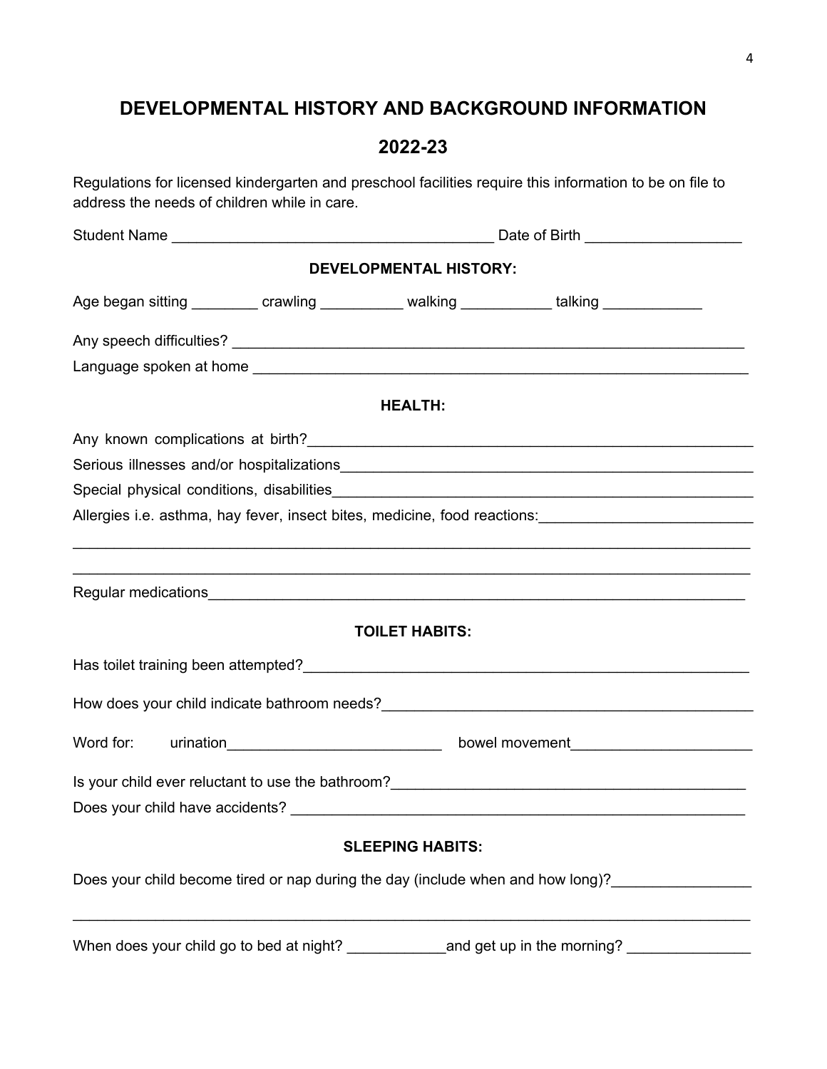# DEVELOPMENTAL HISTORY AND BACKGROUND INFORMATION

# 2022-23

Regulations for licensed kindergarten and preschool facilities require this information to be on file to address the needs of children while in care.

Student Name _______________________________________ Date of Birth __________________

## DEVELOPMENTAL HISTORY:

Age began sitting ________ crawling __________ walking ___________ talking ____________

Any speech difficulties? _______________________________________________________________

Language spoken at home ______________________________________________________________

## HEALTH:

Any known complications at birth?_______________________________________________________

Serious illnesses and/or hospitalizations__________________________________________________

Special physical conditions, disabilities__________________________________________________

Allergies i.e. asthma, hay fever, insect bites, medicine, food reactions:__________________________

_______________________________________________________________________________

_______________________________________________________________________________

Regular medications___________________________________________________________________

## TOILET HABITS:

Has toilet training been attempted?_______________________________________________________

How does your child indicate bathroom needs?______________________________________________

Word for: urination__________________________ bowel movement_____________________

Is your child ever reluctant to use the bathroom?___________________________________________

Does your child have accidents? ________________________________________________________

## SLEEPING HABITS:

Does your child become tired or nap during the day (include when and how long)?________________

_______________________________________________________________________________

When does your child go to bed at night? ____________and get up in the morning? _______________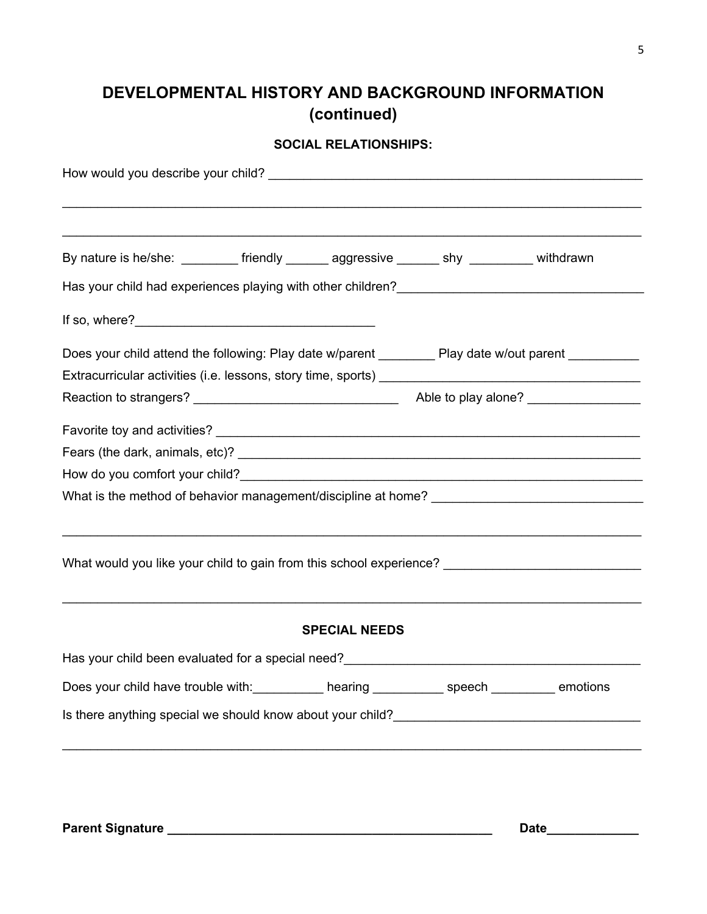# DEVELOPMENTAL HISTORY AND BACKGROUND INFORMATION (continued)

## SOCIAL RELATIONSHIPS:

How would you describe your child? ______________________________________________________

___________________________________________________________________________________

___________________________________________________________________________________

By nature is he/she: ________ friendly ______ aggressive ______ shy _________ withdrawn

Has your child had experiences playing with other children?___________________________________

If so, where?__________________________________

Does your child attend the following: Play date w/parent ________ Play date w/out parent __________

Extracurricular activities (i.e. lessons, story time, sports) ______________________________________

Reaction to strangers? _____________________________ Able to play alone? ________________

Favorite toy and activities? _____________________________________________________________

Fears (the dark, animals, etc)? __________________________________________________________

How do you comfort your child?__________________________________________________________

What is the method of behavior management/discipline at home? ______________________________

___________________________________________________________________________________

What would you like your child to gain from this school experience? ____________________________

___________________________________________________________________________________

## SPECIAL NEEDS

Has your child been evaluated for a special need?___________________________________________

Does your child have trouble with:__________ hearing __________ speech _________ emotions

Is there anything special we should know about your child?___________________________________

___________________________________________________________________________________

**Parent Signature ________________________________________________ Date_____________**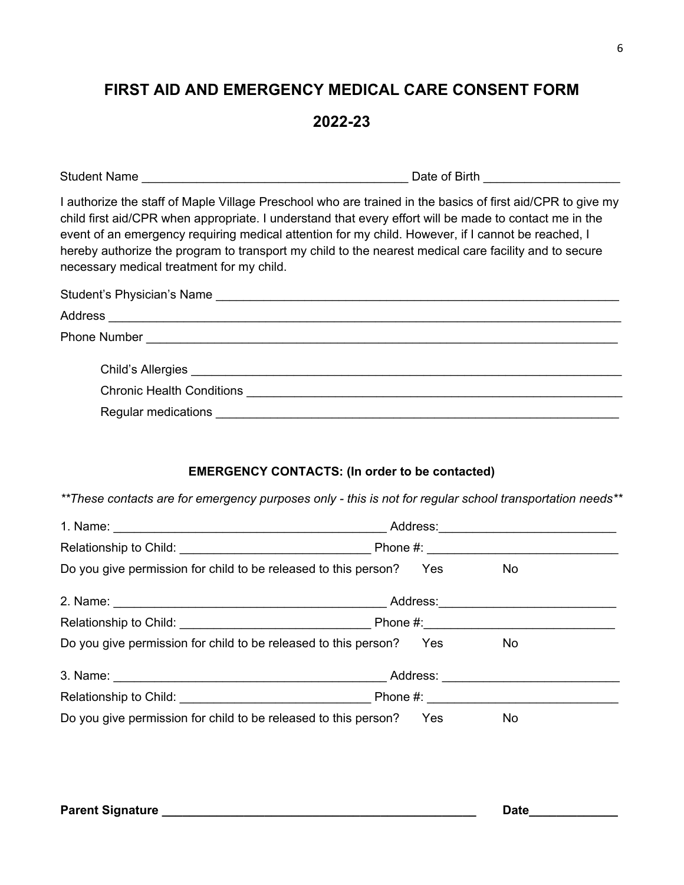# FIRST AID AND EMERGENCY MEDICAL CARE CONSENT FORM

# 2022-23

Student Name ______________________________________ Date of Birth ___________________

I authorize the staff of Maple Village Preschool who are trained in the basics of first aid/CPR to give my child first aid/CPR when appropriate. I understand that every effort will be made to contact me in the event of an emergency requiring medical attention for my child. However, if I cannot be reached, I hereby authorize the program to transport my child to the nearest medical care facility and to secure necessary medical treatment for my child.

Student's Physician's Name ____________________________________________________________

Address ______________________________________________________________________________

Phone Number _________________________________________________________________________

Child's Allergies ____________________________________________________________

Chronic Health Conditions ____________________________________________________

Regular medications _________________________________________________________

**EMERGENCY CONTACTS: (In order to be contacted)**

*\*\*These contacts are for emergency purposes only - this is not for regular school transportation needs\*\**

1. Name: _______________________________________ Address:_________________________

Relationship to Child: ___________________________ Phone #: __________________________

Do you give permission for child to be released to this person? Yes No

2. Name: _______________________________________ Address:_________________________

Relationship to Child: ___________________________ Phone #:__________________________

Do you give permission for child to be released to this person? Yes No

3. Name: _______________________________________ Address: _________________________

Relationship to Child: ___________________________ Phone #: __________________________

Do you give permission for child to be released to this person? Yes No

**Parent Signature ______________________________________________ Date_____________**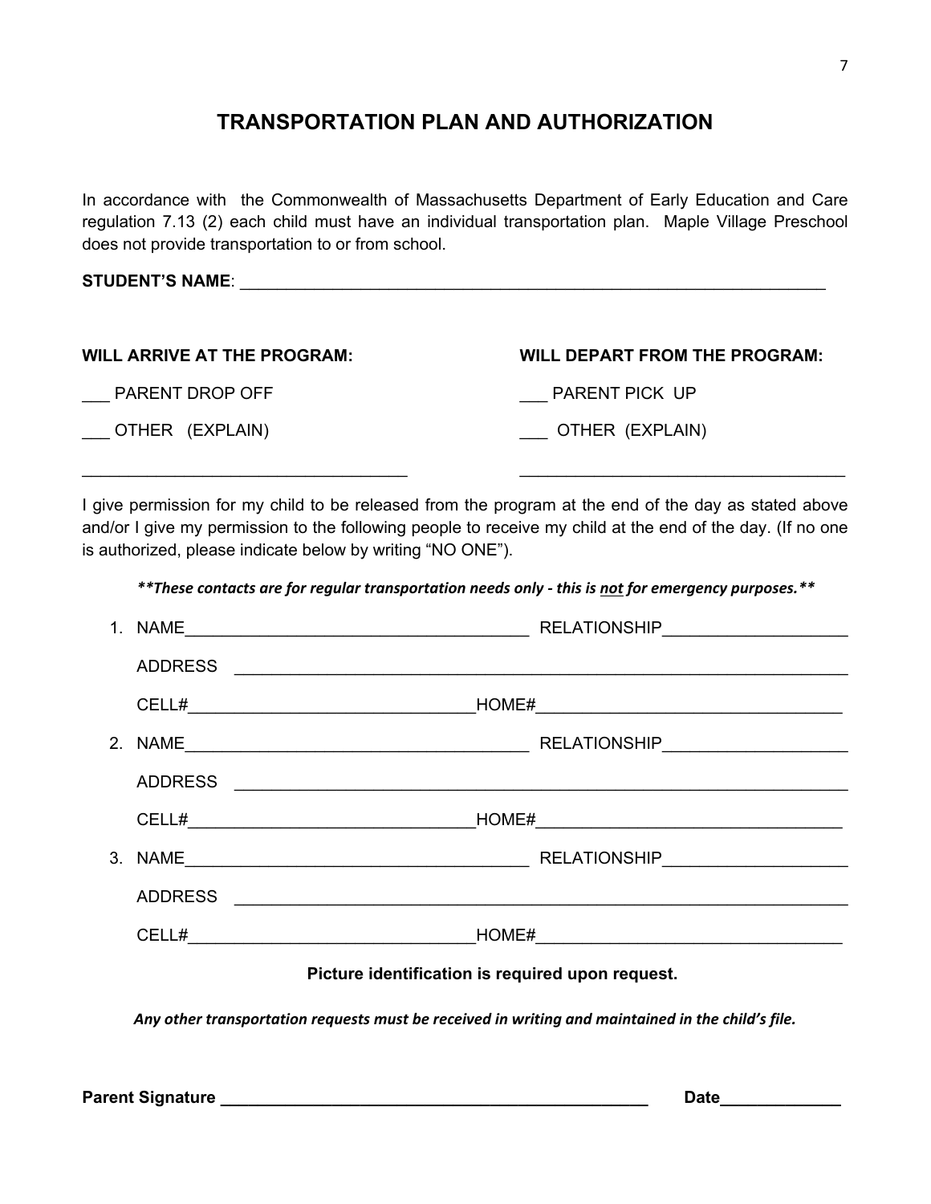# TRANSPORTATION PLAN AND AUTHORIZATION

In accordance with the Commonwealth of Massachusetts Department of Early Education and Care regulation 7.13 (2) each child must have an individual transportation plan. Maple Village Preschool does not provide transportation to or from school.

**STUDENT'S NAME**: ______________________________________________________________

**WILL ARRIVE AT THE PROGRAM:**

___ PARENT DROP OFF

___ OTHER (EXPLAIN)

___________________________________

**WILL DEPART FROM THE PROGRAM:**

___ PARENT PICK UP

___ OTHER (EXPLAIN)

___________________________________

I give permission for my child to be released from the program at the end of the day as stated above and/or I give my permission to the following people to receive my child at the end of the day. (If no one is authorized, please indicate below by writing "NO ONE").

***\*\*These contacts are for regular transportation needs only - this is <u>not</u> for emergency purposes.\*\****

1. NAME_____________________________________ RELATIONSHIP____________________

   ADDRESS ___________________________________________________________________

   CELL#______________________________HOME#________________________________

2. NAME_____________________________________ RELATIONSHIP____________________

   ADDRESS ___________________________________________________________________

   CELL#______________________________HOME#________________________________

3. NAME_____________________________________ RELATIONSHIP____________________

   ADDRESS ___________________________________________________________________

   CELL#______________________________HOME#________________________________

**Picture identification is required upon request.**

***Any other transportation requests must be received in writing and maintained in the child's file.***

**Parent Signature** ______________________________________________ **Date**_____________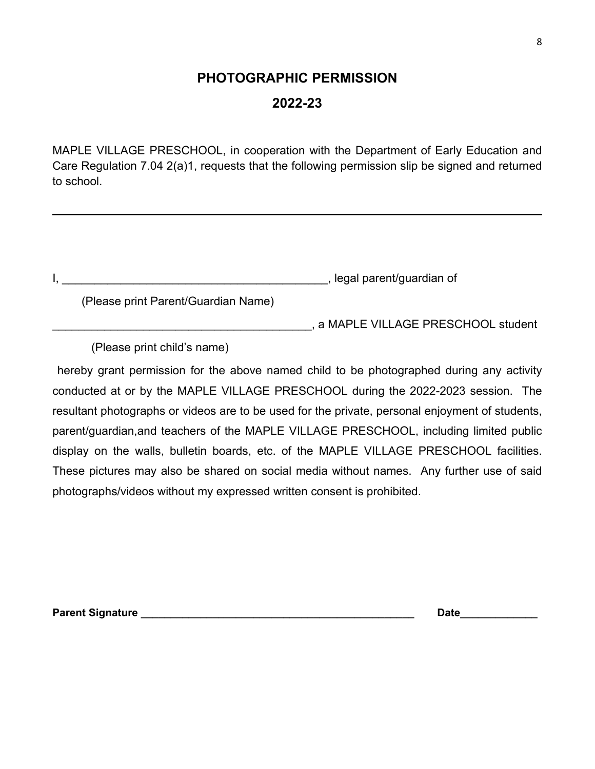# PHOTOGRAPHIC PERMISSION

# 2022-23

MAPLE VILLAGE PRESCHOOL, in cooperation with the Department of Early Education and Care Regulation 7.04 2(a)1, requests that the following permission slip be signed and returned to school.

---

I, __________________________________________, legal parent/guardian of

(Please print Parent/Guardian Name)

_________________________________________, a MAPLE VILLAGE PRESCHOOL student

(Please print child's name)

hereby grant permission for the above named child to be photographed during any activity conducted at or by the MAPLE VILLAGE PRESCHOOL during the 2022-2023 session. The resultant photographs or videos are to be used for the private, personal enjoyment of students, parent/guardian,and teachers of the MAPLE VILLAGE PRESCHOOL, including limited public display on the walls, bulletin boards, etc. of the MAPLE VILLAGE PRESCHOOL facilities. These pictures may also be shared on social media without names. Any further use of said photographs/videos without my expressed written consent is prohibited.

**Parent Signature ________________________________________________** **Date_____________**